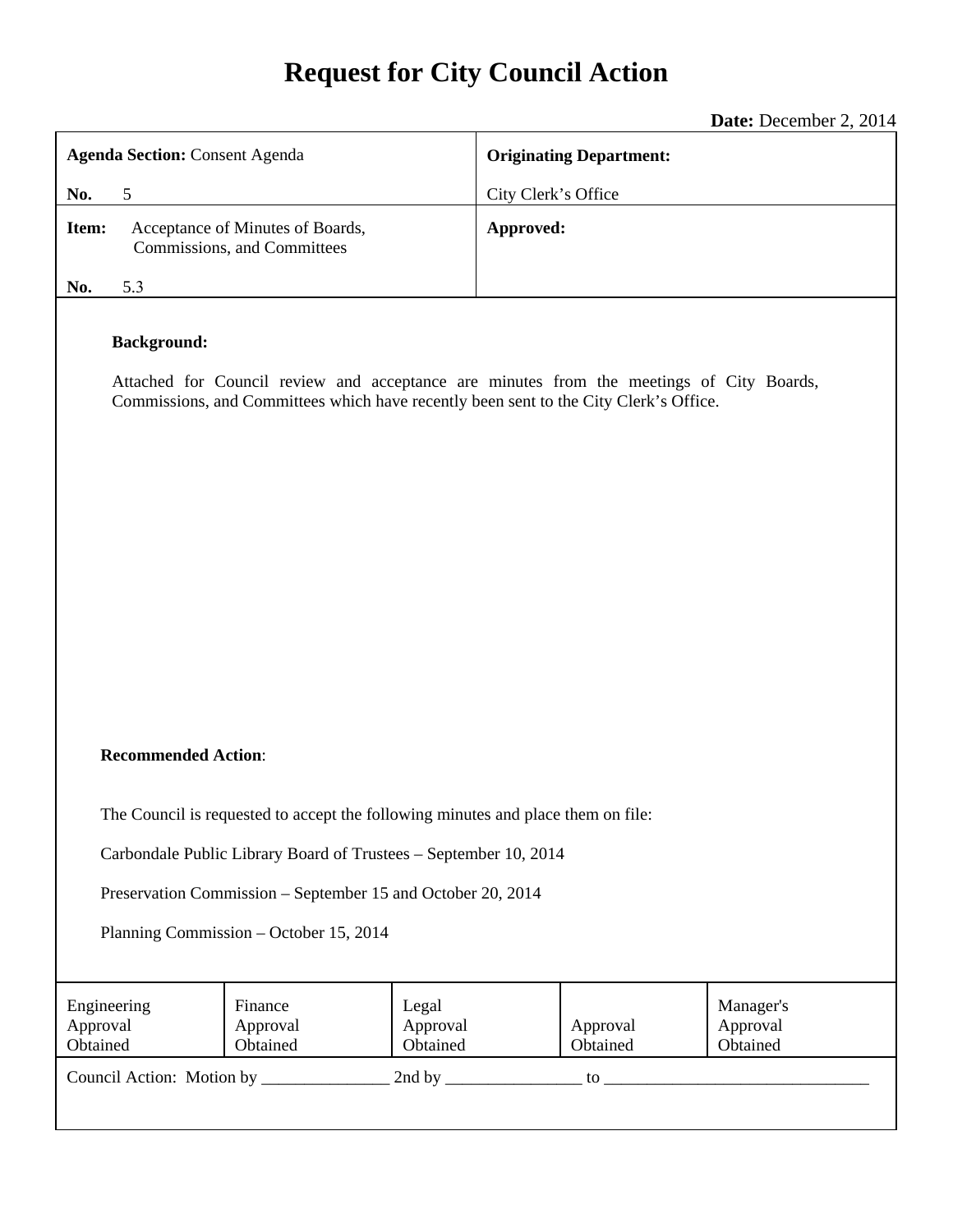# Request for City Council Action

**Date:** December 2, 2014

| **Agenda Section:** Consent Agenda<br><br>**No.** 5 | **Originating Department:**<br><br>City Clerk's Office |
|---|---|
| **Item:** Acceptance of Minutes of Boards, Commissions, and Committees<br><br>**No.** 5.3 | **Approved:** |

**Background:**

Attached for Council review and acceptance are minutes from the meetings of City Boards, Commissions, and Committees which have recently been sent to the City Clerk's Office.

**Recommended Action**:

The Council is requested to accept the following minutes and place them on file:

Carbondale Public Library Board of Trustees – September 10, 2014

Preservation Commission – September 15 and October 20, 2014

Planning Commission – October 15, 2014

| Engineering Approval Obtained | Finance Approval Obtained | Legal Approval Obtained | Approval Obtained | Manager's Approval Obtained |
|---|---|---|---|---|

Council Action: Motion by _______________ 2nd by ________________ to _______________________________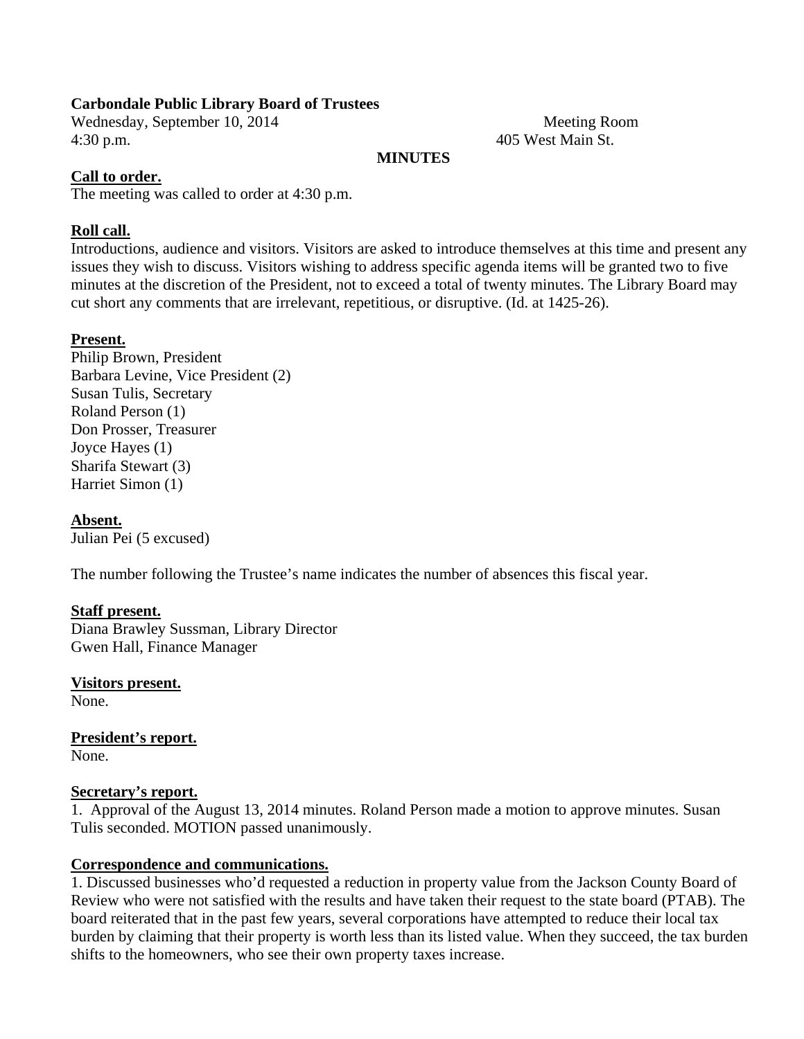**Carbondale Public Library Board of Trustees**

Wednesday, September 10, 2014 Meeting Room

4:30 p.m. 405 West Main St.

**MINUTES**

**Call to order.**

The meeting was called to order at 4:30 p.m.

**Roll call.**

Introductions, audience and visitors. Visitors are asked to introduce themselves at this time and present any issues they wish to discuss. Visitors wishing to address specific agenda items will be granted two to five minutes at the discretion of the President, not to exceed a total of twenty minutes. The Library Board may cut short any comments that are irrelevant, repetitious, or disruptive. (Id. at 1425-26).

**Present.**

Philip Brown, President
Barbara Levine, Vice President (2)
Susan Tulis, Secretary
Roland Person (1)
Don Prosser, Treasurer
Joyce Hayes (1)
Sharifa Stewart (3)
Harriet Simon (1)

**Absent.**

Julian Pei (5 excused)

The number following the Trustee's name indicates the number of absences this fiscal year.

**Staff present.**

Diana Brawley Sussman, Library Director
Gwen Hall, Finance Manager

**Visitors present.**

None.

**President's report.**

None.

**Secretary's report.**

1. Approval of the August 13, 2014 minutes. Roland Person made a motion to approve minutes. Susan Tulis seconded. MOTION passed unanimously.

**Correspondence and communications.**

1. Discussed businesses who'd requested a reduction in property value from the Jackson County Board of Review who were not satisfied with the results and have taken their request to the state board (PTAB). The board reiterated that in the past few years, several corporations have attempted to reduce their local tax burden by claiming that their property is worth less than its listed value. When they succeed, the tax burden shifts to the homeowners, who see their own property taxes increase.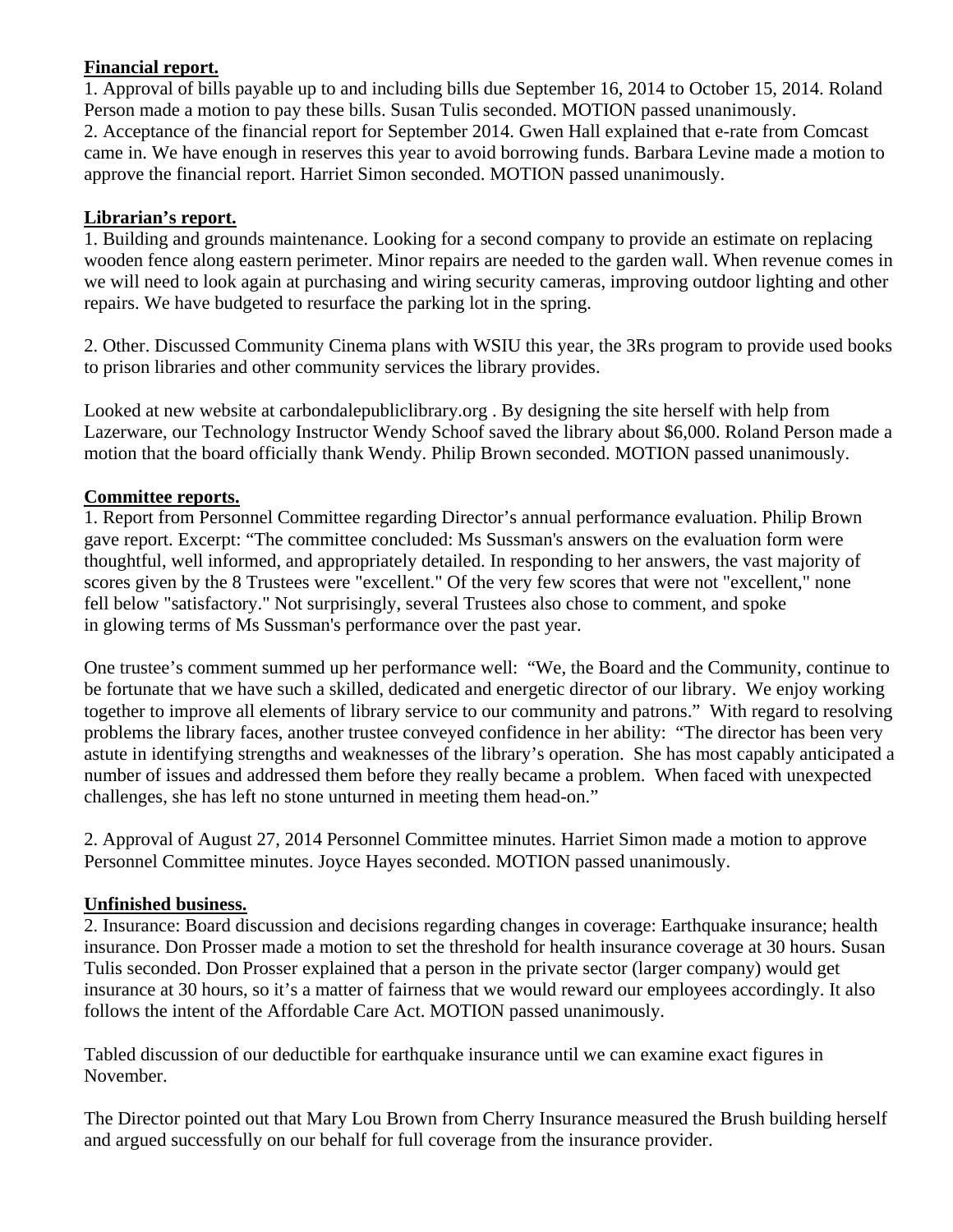**Financial report.**

1. Approval of bills payable up to and including bills due September 16, 2014 to October 15, 2014. Roland Person made a motion to pay these bills. Susan Tulis seconded. MOTION passed unanimously.
2. Acceptance of the financial report for September 2014. Gwen Hall explained that e-rate from Comcast came in. We have enough in reserves this year to avoid borrowing funds. Barbara Levine made a motion to approve the financial report. Harriet Simon seconded. MOTION passed unanimously.

**Librarian's report.**

1. Building and grounds maintenance. Looking for a second company to provide an estimate on replacing wooden fence along eastern perimeter. Minor repairs are needed to the garden wall. When revenue comes in we will need to look again at purchasing and wiring security cameras, improving outdoor lighting and other repairs. We have budgeted to resurface the parking lot in the spring.

2. Other. Discussed Community Cinema plans with WSIU this year, the 3Rs program to provide used books to prison libraries and other community services the library provides.

Looked at new website at carbondalepubliclibrary.org . By designing the site herself with help from Lazerware, our Technology Instructor Wendy Schoof saved the library about $6,000. Roland Person made a motion that the board officially thank Wendy. Philip Brown seconded. MOTION passed unanimously.

**Committee reports.**

1. Report from Personnel Committee regarding Director's annual performance evaluation. Philip Brown gave report. Excerpt: "The committee concluded: Ms Sussman's answers on the evaluation form were thoughtful, well informed, and appropriately detailed. In responding to her answers, the vast majority of scores given by the 8 Trustees were "excellent." Of the very few scores that were not "excellent," none fell below "satisfactory." Not surprisingly, several Trustees also chose to comment, and spoke in glowing terms of Ms Sussman's performance over the past year.

One trustee's comment summed up her performance well: "We, the Board and the Community, continue to be fortunate that we have such a skilled, dedicated and energetic director of our library. We enjoy working together to improve all elements of library service to our community and patrons." With regard to resolving problems the library faces, another trustee conveyed confidence in her ability: "The director has been very astute in identifying strengths and weaknesses of the library's operation. She has most capably anticipated a number of issues and addressed them before they really became a problem. When faced with unexpected challenges, she has left no stone unturned in meeting them head-on."

2. Approval of August 27, 2014 Personnel Committee minutes. Harriet Simon made a motion to approve Personnel Committee minutes. Joyce Hayes seconded. MOTION passed unanimously.

**Unfinished business.**

2. Insurance: Board discussion and decisions regarding changes in coverage: Earthquake insurance; health insurance. Don Prosser made a motion to set the threshold for health insurance coverage at 30 hours. Susan Tulis seconded. Don Prosser explained that a person in the private sector (larger company) would get insurance at 30 hours, so it's a matter of fairness that we would reward our employees accordingly. It also follows the intent of the Affordable Care Act. MOTION passed unanimously.

Tabled discussion of our deductible for earthquake insurance until we can examine exact figures in November.

The Director pointed out that Mary Lou Brown from Cherry Insurance measured the Brush building herself and argued successfully on our behalf for full coverage from the insurance provider.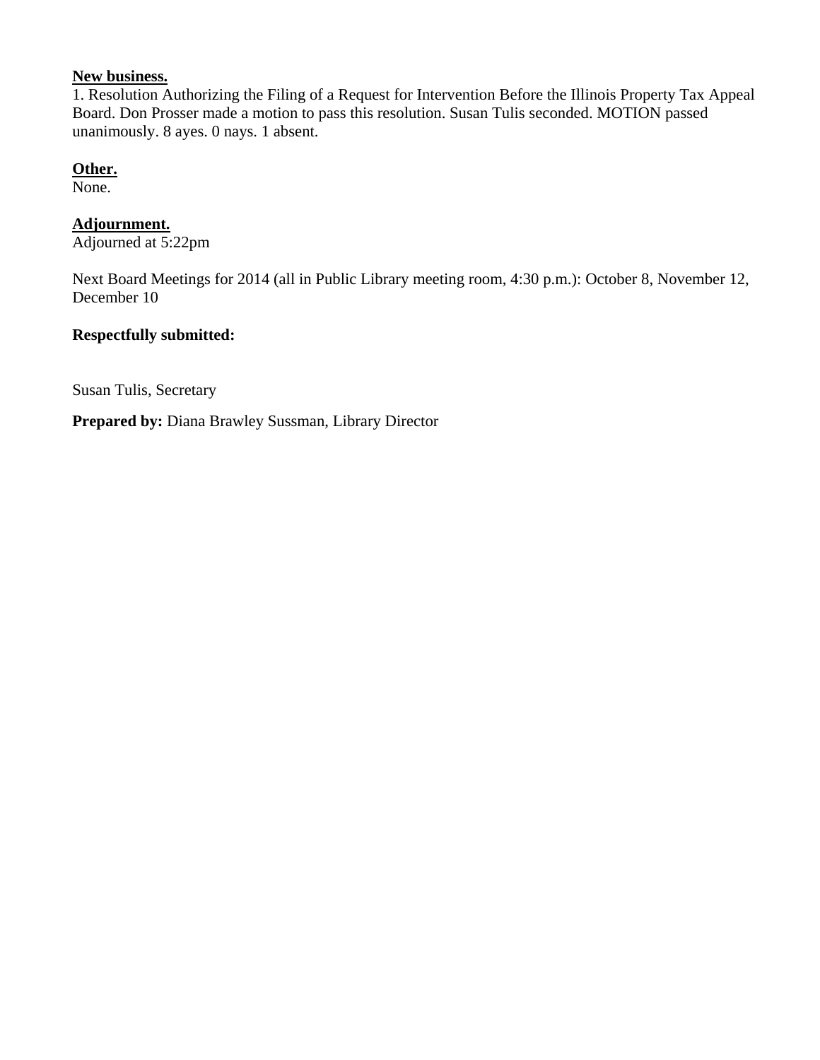**New business.**

1. Resolution Authorizing the Filing of a Request for Intervention Before the Illinois Property Tax Appeal Board. Don Prosser made a motion to pass this resolution. Susan Tulis seconded. MOTION passed unanimously. 8 ayes. 0 nays. 1 absent.

**Other.**

None.

**Adjournment.**

Adjourned at 5:22pm

Next Board Meetings for 2014 (all in Public Library meeting room, 4:30 p.m.): October 8, November 12, December 10

**Respectfully submitted:**

Susan Tulis, Secretary

**Prepared by:** Diana Brawley Sussman, Library Director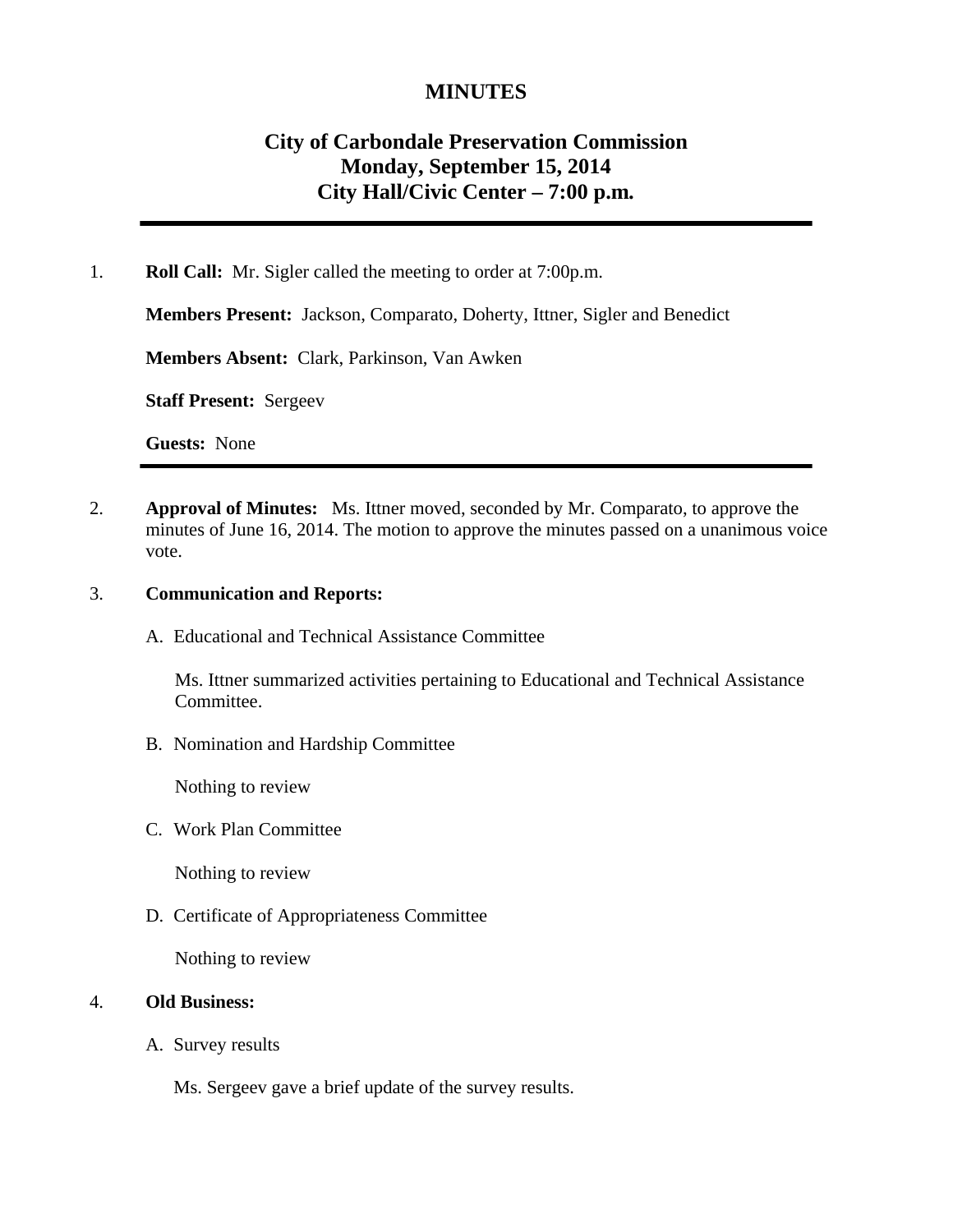# MINUTES

## City of Carbondale Preservation Commission
## Monday, September 15, 2014
## City Hall/Civic Center – 7:00 p.m.

---

1. **Roll Call:** Mr. Sigler called the meeting to order at 7:00p.m.

   **Members Present:** Jackson, Comparato, Doherty, Ittner, Sigler and Benedict

   **Members Absent:** Clark, Parkinson, Van Awken

   **Staff Present:** Sergeev

   **Guests:** None

---

2. **Approval of Minutes:** Ms. Ittner moved, seconded by Mr. Comparato, to approve the minutes of June 16, 2014. The motion to approve the minutes passed on a unanimous voice vote.

3. **Communication and Reports:**

   A. Educational and Technical Assistance Committee

      Ms. Ittner summarized activities pertaining to Educational and Technical Assistance Committee.

   B. Nomination and Hardship Committee

      Nothing to review

   C. Work Plan Committee

      Nothing to review

   D. Certificate of Appropriateness Committee

      Nothing to review

4. **Old Business:**

   A. Survey results

      Ms. Sergeev gave a brief update of the survey results.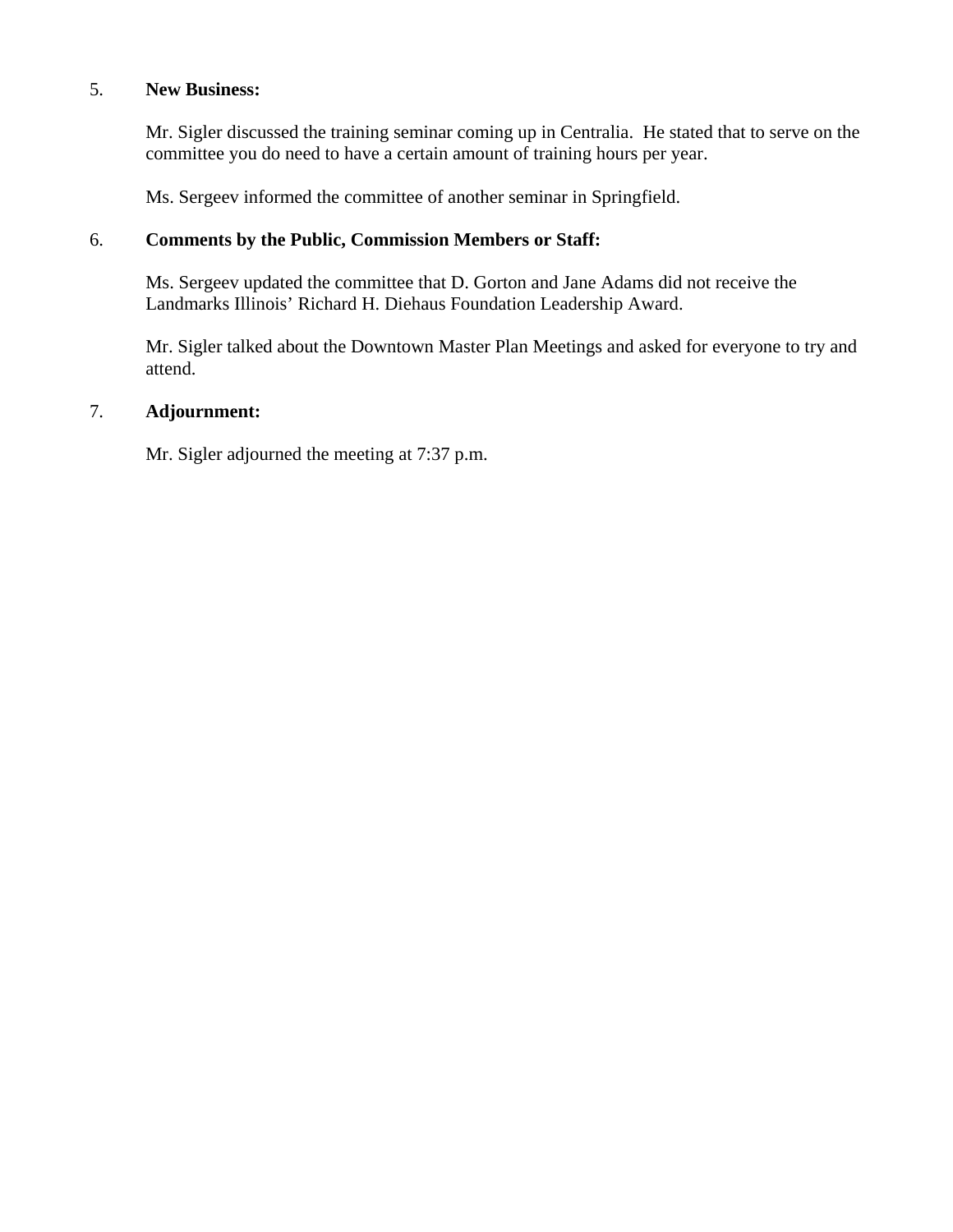5. **New Business:**

   Mr. Sigler discussed the training seminar coming up in Centralia.  He stated that to serve on the committee you do need to have a certain amount of training hours per year.

   Ms. Sergeev informed the committee of another seminar in Springfield.

6. **Comments by the Public, Commission Members or Staff:**

   Ms. Sergeev updated the committee that D. Gorton and Jane Adams did not receive the Landmarks Illinois' Richard H. Diehaus Foundation Leadership Award.

   Mr. Sigler talked about the Downtown Master Plan Meetings and asked for everyone to try and attend.

7. **Adjournment:**

   Mr. Sigler adjourned the meeting at 7:37 p.m.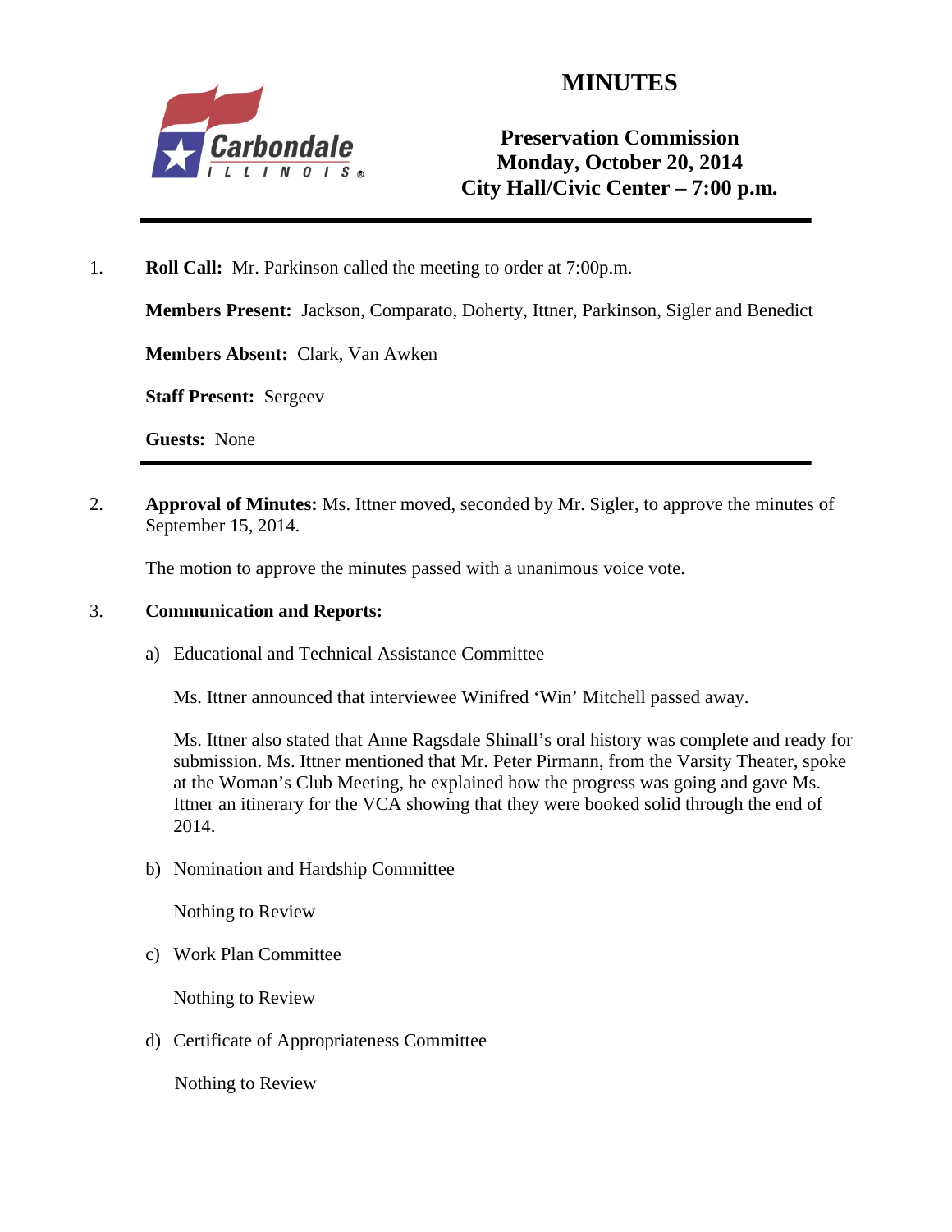# MINUTES

**Preservation Commission**
**Monday, October 20, 2014**
**City Hall/Civic Center – 7:00 p.m.**

---

1. **Roll Call:** Mr. Parkinson called the meeting to order at 7:00p.m.

   **Members Present:** Jackson, Comparato, Doherty, Ittner, Parkinson, Sigler and Benedict

   **Members Absent:** Clark, Van Awken

   **Staff Present:** Sergeev

   **Guests:** None

---

2. **Approval of Minutes:** Ms. Ittner moved, seconded by Mr. Sigler, to approve the minutes of September 15, 2014.

   The motion to approve the minutes passed with a unanimous voice vote.

3. **Communication and Reports:**

   a) Educational and Technical Assistance Committee

      Ms. Ittner announced that interviewee Winifred 'Win' Mitchell passed away.

      Ms. Ittner also stated that Anne Ragsdale Shinall's oral history was complete and ready for submission. Ms. Ittner mentioned that Mr. Peter Pirmann, from the Varsity Theater, spoke at the Woman's Club Meeting, he explained how the progress was going and gave Ms. Ittner an itinerary for the VCA showing that they were booked solid through the end of 2014.

   b) Nomination and Hardship Committee

      Nothing to Review

   c) Work Plan Committee

      Nothing to Review

   d) Certificate of Appropriateness Committee

      Nothing to Review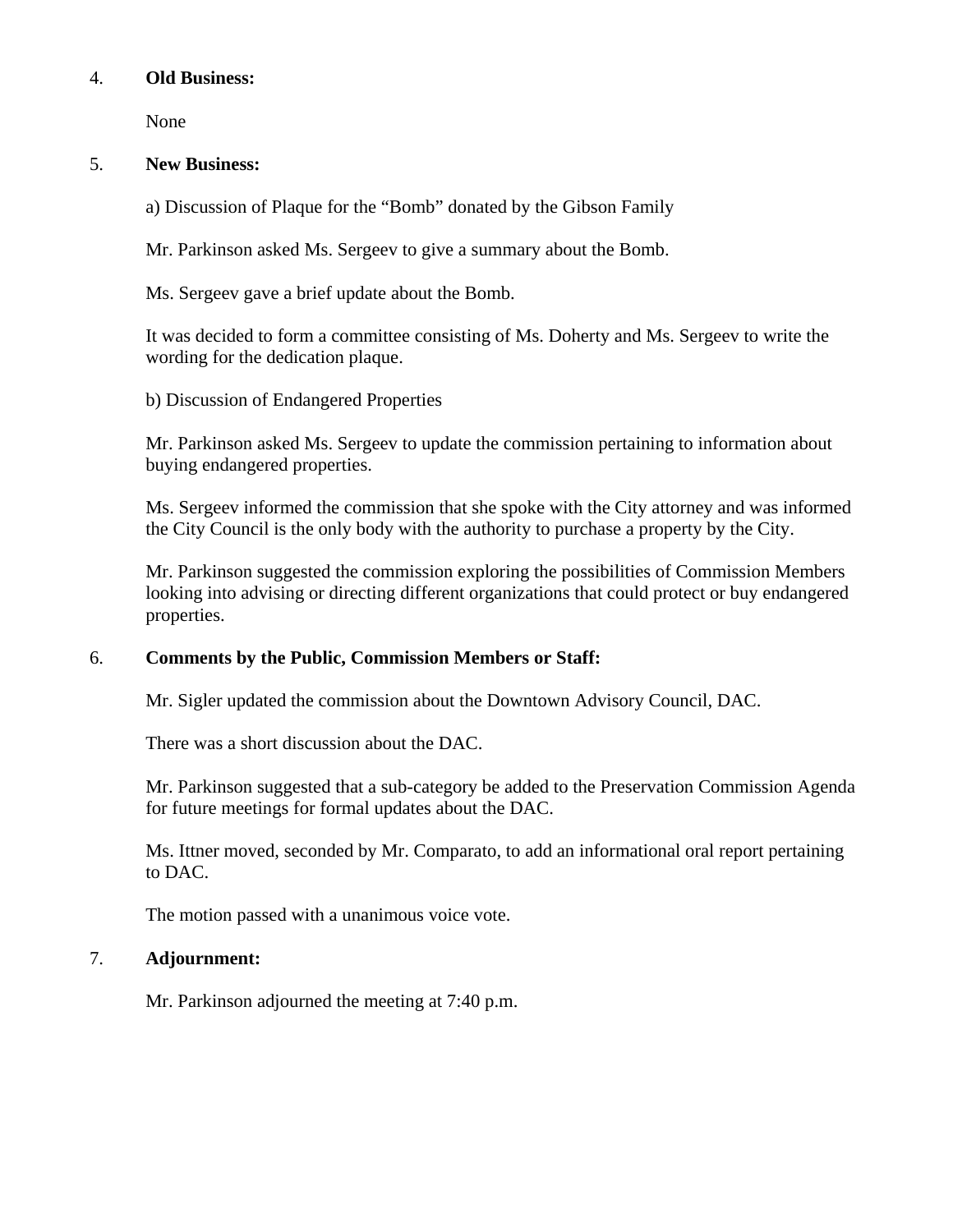4. **Old Business:**

   None

5. **New Business:**

   a) Discussion of Plaque for the "Bomb" donated by the Gibson Family

   Mr. Parkinson asked Ms. Sergeev to give a summary about the Bomb.

   Ms. Sergeev gave a brief update about the Bomb.

   It was decided to form a committee consisting of Ms. Doherty and Ms. Sergeev to write the wording for the dedication plaque.

   b) Discussion of Endangered Properties

   Mr. Parkinson asked Ms. Sergeev to update the commission pertaining to information about buying endangered properties.

   Ms. Sergeev informed the commission that she spoke with the City attorney and was informed the City Council is the only body with the authority to purchase a property by the City.

   Mr. Parkinson suggested the commission exploring the possibilities of Commission Members looking into advising or directing different organizations that could protect or buy endangered properties.

6. **Comments by the Public, Commission Members or Staff:**

   Mr. Sigler updated the commission about the Downtown Advisory Council, DAC.

   There was a short discussion about the DAC.

   Mr. Parkinson suggested that a sub-category be added to the Preservation Commission Agenda for future meetings for formal updates about the DAC.

   Ms. Ittner moved, seconded by Mr. Comparato, to add an informational oral report pertaining to DAC.

   The motion passed with a unanimous voice vote.

7. **Adjournment:**

   Mr. Parkinson adjourned the meeting at 7:40 p.m.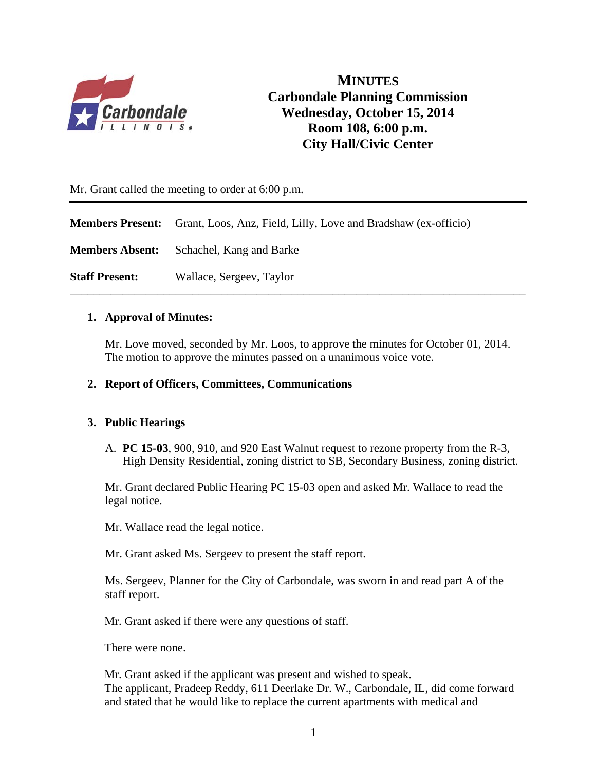# MINUTES

## Carbondale Planning Commission
## Wednesday, October 15, 2014
## Room 108, 6:00 p.m.
## City Hall/Civic Center

Mr. Grant called the meeting to order at 6:00 p.m.

---

**Members Present:** Grant, Loos, Anz, Field, Lilly, Love and Bradshaw (ex-officio)

**Members Absent:** Schachel, Kang and Barke

**Staff Present:** Wallace, Sergeev, Taylor

---

1. **Approval of Minutes:**

   Mr. Love moved, seconded by Mr. Loos, to approve the minutes for October 01, 2014. The motion to approve the minutes passed on a unanimous voice vote.

2. **Report of Officers, Committees, Communications**

3. **Public Hearings**

   A. **PC 15-03**, 900, 910, and 920 East Walnut request to rezone property from the R-3, High Density Residential, zoning district to SB, Secondary Business, zoning district.

   Mr. Grant declared Public Hearing PC 15-03 open and asked Mr. Wallace to read the legal notice.

   Mr. Wallace read the legal notice.

   Mr. Grant asked Ms. Sergeev to present the staff report.

   Ms. Sergeev, Planner for the City of Carbondale, was sworn in and read part A of the staff report.

   Mr. Grant asked if there were any questions of staff.

   There were none.

   Mr. Grant asked if the applicant was present and wished to speak.
   The applicant, Pradeep Reddy, 611 Deerlake Dr. W., Carbondale, IL, did come forward and stated that he would like to replace the current apartments with medical and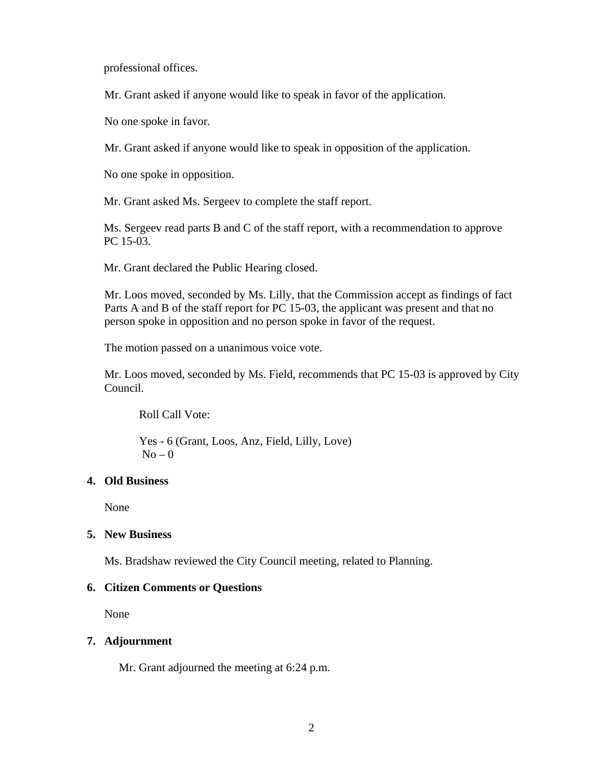professional offices.

Mr. Grant asked if anyone would like to speak in favor of the application.

No one spoke in favor.

Mr. Grant asked if anyone would like to speak in opposition of the application.

No one spoke in opposition.

Mr. Grant asked Ms. Sergeev to complete the staff report.

Ms. Sergeev read parts B and C of the staff report, with a recommendation to approve PC 15-03.

Mr. Grant declared the Public Hearing closed.

Mr. Loos moved, seconded by Ms. Lilly, that the Commission accept as findings of fact Parts A and B of the staff report for PC 15-03, the applicant was present and that no person spoke in opposition and no person spoke in favor of the request.

The motion passed on a unanimous voice vote.

Mr. Loos moved, seconded by Ms. Field, recommends that PC 15-03 is approved by City Council.

Roll Call Vote:

Yes - 6 (Grant, Loos, Anz, Field, Lilly, Love)
No – 0

**4. Old Business**

None

**5. New Business**

Ms. Bradshaw reviewed the City Council meeting, related to Planning.

**6. Citizen Comments or Questions**

None

**7. Adjournment**

Mr. Grant adjourned the meeting at 6:24 p.m.